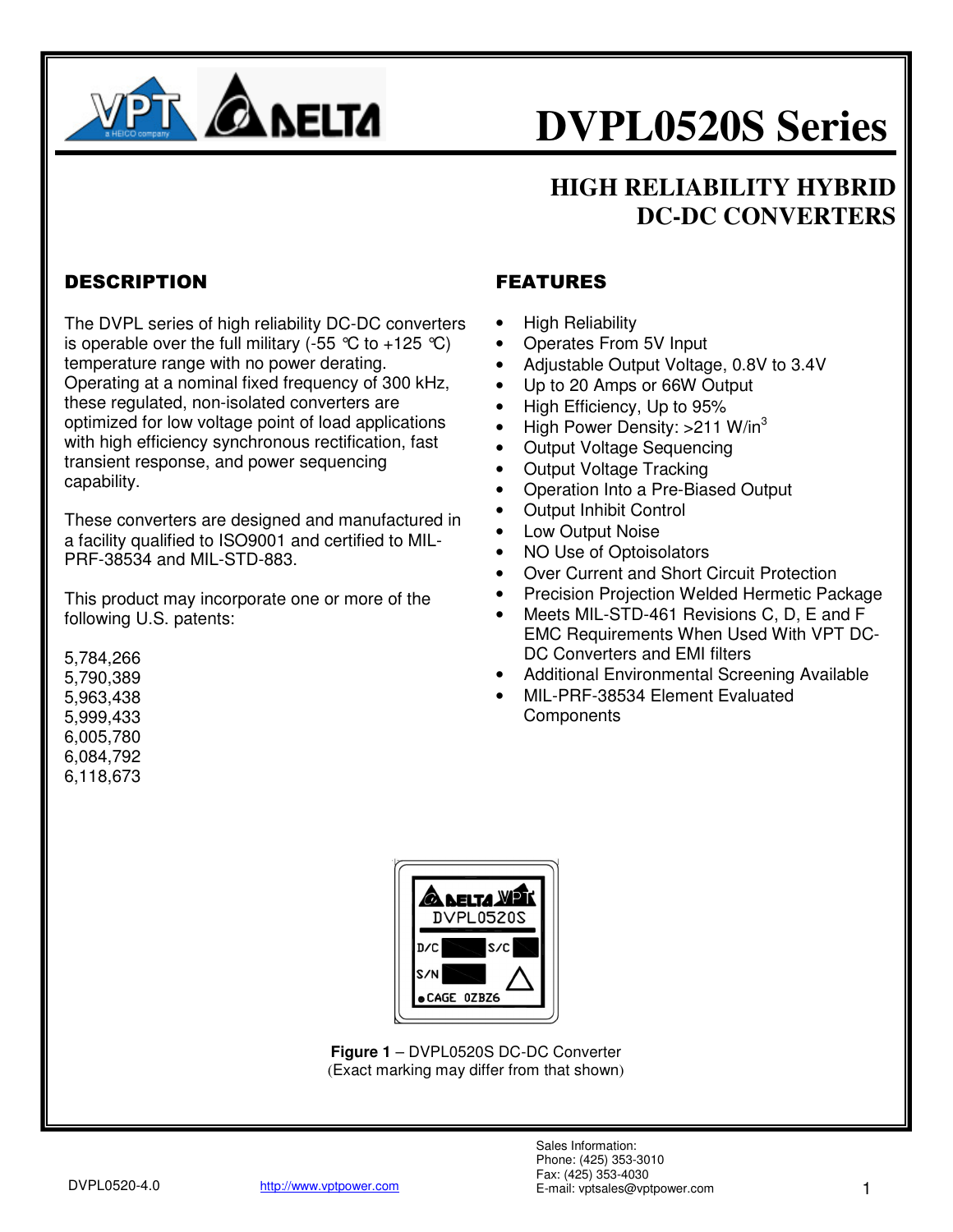# DVPL0520S Series

## HIGH RELIABILITY HYBRID DC-DC CONVERTERS

### DESCRIPTION

The DVPL series of high reliability DC-DC converters is operable over the full military (-55 °C to +125 °C) temperature range with no power derating. Operating at a nominal fixed frequency of 300 kHz, these regulated, non-isolated converters are optimized for low voltage point of load applications with high efficiency synchronous rectification, fast transient response, and power sequencing capability.

These converters are designed and manufactured in a facility qualified to ISO9001 and certified to MIL-PRF-38534 and MIL-STD-883.

This product may incorporate one or more of the following U.S. patents:

5,784,266
5,790,389
5,963,438
5,999,433
6,005,780
6,084,792
6,118,673

### FEATURES

- High Reliability
- Operates From 5V Input
- Adjustable Output Voltage, 0.8V to 3.4V
- Up to 20 Amps or 66W Output
- High Efficiency, Up to 95%
- High Power Density: >211 W/in$^3$
- Output Voltage Sequencing
- Output Voltage Tracking
- Operation Into a Pre-Biased Output
- Output Inhibit Control
- Low Output Noise
- NO Use of Optoisolators
- Over Current and Short Circuit Protection
- Precision Projection Welded Hermetic Package
- Meets MIL-STD-461 Revisions C, D, E and F EMC Requirements When Used With VPT DC-DC Converters and EMI filters
- Additional Environmental Screening Available
- MIL-PRF-38534 Element Evaluated Components

**Figure 1** – DVPL0520S DC-DC Converter
(Exact marking may differ from that shown)

DVPL0520-4.0

http://www.vptpower.com

Sales Information:
Phone: (425) 353-3010
Fax: (425) 353-4030
E-mail: vptsales@vptpower.com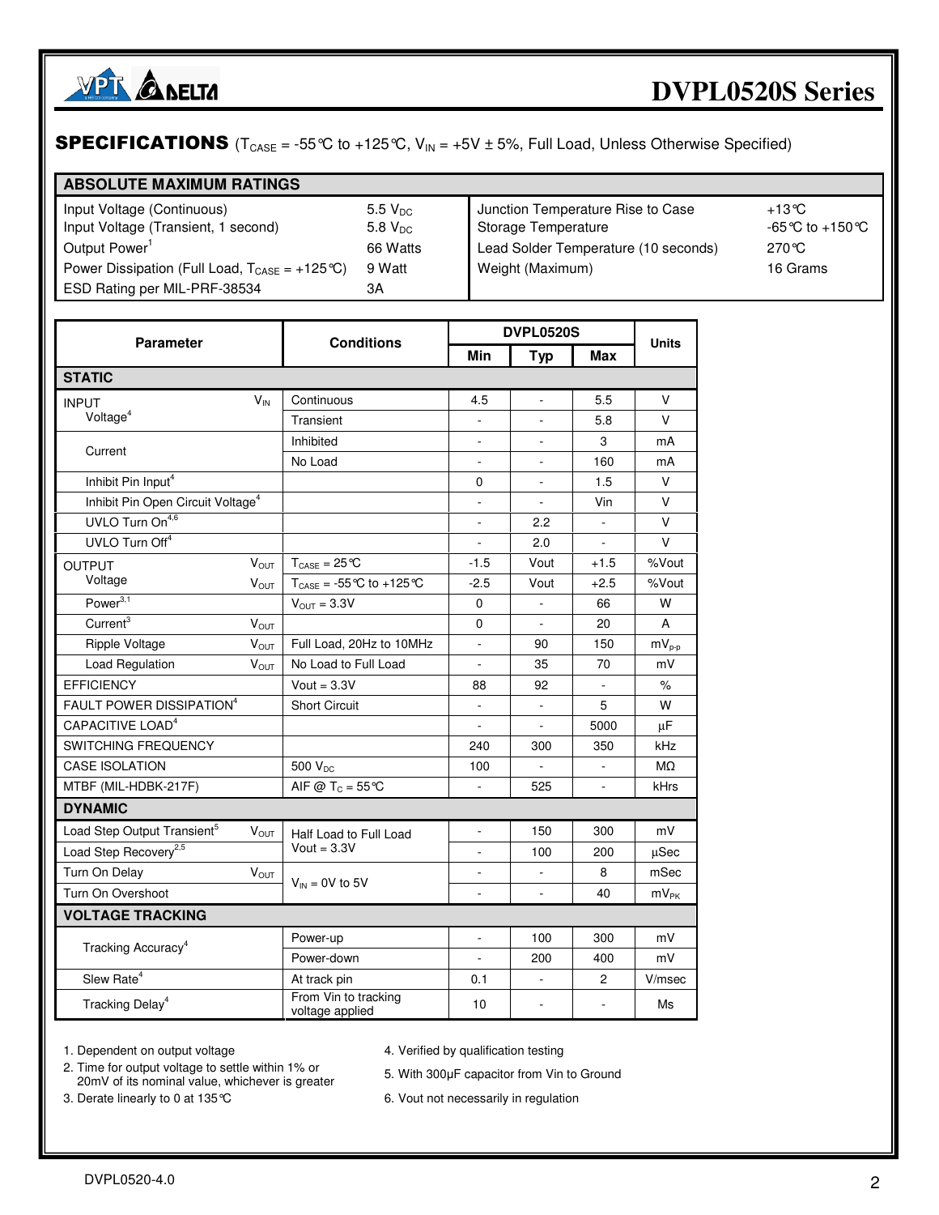# DVPL0520S Series

## SPECIFICATIONS ($T_{CASE}$ = -55°C to +125°C, $V_{IN}$ = +5V ± 5%, Full Load, Unless Otherwise Specified)

| ABSOLUTE MAXIMUM RATINGS | | | |
|---|---|---|---|
| Input Voltage (Continuous) | 5.5 $V_{DC}$ | Junction Temperature Rise to Case | +13°C |
| Input Voltage (Transient, 1 second) | 5.8 $V_{DC}$ | Storage Temperature | -65°C to +150°C |
| Output Power[1] | 66 Watts | Lead Solder Temperature (10 seconds) | 270°C |
| Power Dissipation (Full Load, $T_{CASE}$ = +125°C) | 9 Watt | Weight (Maximum) | 16 Grams |
| ESD Rating per MIL-PRF-38534 | 3A | | |

| Parameter | | Conditions | DVPL0520S | | | Units |
|---|---|---|---|---|---|---|
| | | | Min | Typ | Max | |
| **STATIC** | | | | | | |
| INPUT Voltage[4] | $V_{IN}$ | Continuous | 4.5 | - | 5.5 | V |
| | | Transient | - | - | 5.8 | V |
| Current | | Inhibited | - | - | 3 | mA |
| | | No Load | - | - | 160 | mA |
| Inhibit Pin Input[4] | | | 0 | - | 1.5 | V |
| Inhibit Pin Open Circuit Voltage[4] | | | - | - | Vin | V |
| UVLO Turn On[4,6] | | | - | 2.2 | - | V |
| UVLO Turn Off[4] | | | - | 2.0 | - | V |
| OUTPUT Voltage | $V_{OUT}$ | $T_{CASE}$ = 25°C | -1.5 | Vout | +1.5 | %Vout |
| | $V_{OUT}$ | $T_{CASE}$ = -55°C to +125°C | -2.5 | Vout | +2.5 | %Vout |
| Power[3,1] | | $V_{OUT}$ = 3.3V | 0 | - | 66 | W |
| Current[3] | $V_{OUT}$ | | 0 | - | 20 | A |
| Ripple Voltage | $V_{OUT}$ | Full Load, 20Hz to 10MHz | - | 90 | 150 | $mV_{p-p}$ |
| Load Regulation | $V_{OUT}$ | No Load to Full Load | - | 35 | 70 | mV |
| EFFICIENCY | | Vout = 3.3V | 88 | 92 | - | % |
| FAULT POWER DISSIPATION[4] | | Short Circuit | - | - | 5 | W |
| CAPACITIVE LOAD[4] | | | - | - | 5000 | µF |
| SWITCHING FREQUENCY | | | 240 | 300 | 350 | kHz |
| CASE ISOLATION | | 500 $V_{DC}$ | 100 | - | - | MΩ |
| MTBF (MIL-HDBK-217F) | | AIF @ $T_C$ = 55°C | - | 525 | - | kHrs |
| **DYNAMIC** | | | | | | |
| Load Step Output Transient[5] | $V_{OUT}$ | Half Load to Full Load Vout = 3.3V | - | 150 | 300 | mV |
| Load Step Recovery[2,5] | | | - | 100 | 200 | µSec |
| Turn On Delay | $V_{OUT}$ | $V_{IN}$ = 0V to 5V | - | - | 8 | mSec |
| Turn On Overshoot | | | - | - | 40 | $mV_{PK}$ |
| **VOLTAGE TRACKING** | | | | | | |
| Tracking Accuracy[4] | | Power-up | - | 100 | 300 | mV |
| | | Power-down | - | 200 | 400 | mV |
| Slew Rate[4] | | At track pin | 0.1 | - | 2 | V/msec |
| Tracking Delay[4] | | From Vin to tracking voltage applied | 10 | - | - | Ms |

1. Dependent on output voltage
2. Time for output voltage to settle within 1% or 20mV of its nominal value, whichever is greater
3. Derate linearly to 0 at 135°C
4. Verified by qualification testing
5. With 300µF capacitor from Vin to Ground
6. Vout not necessarily in regulation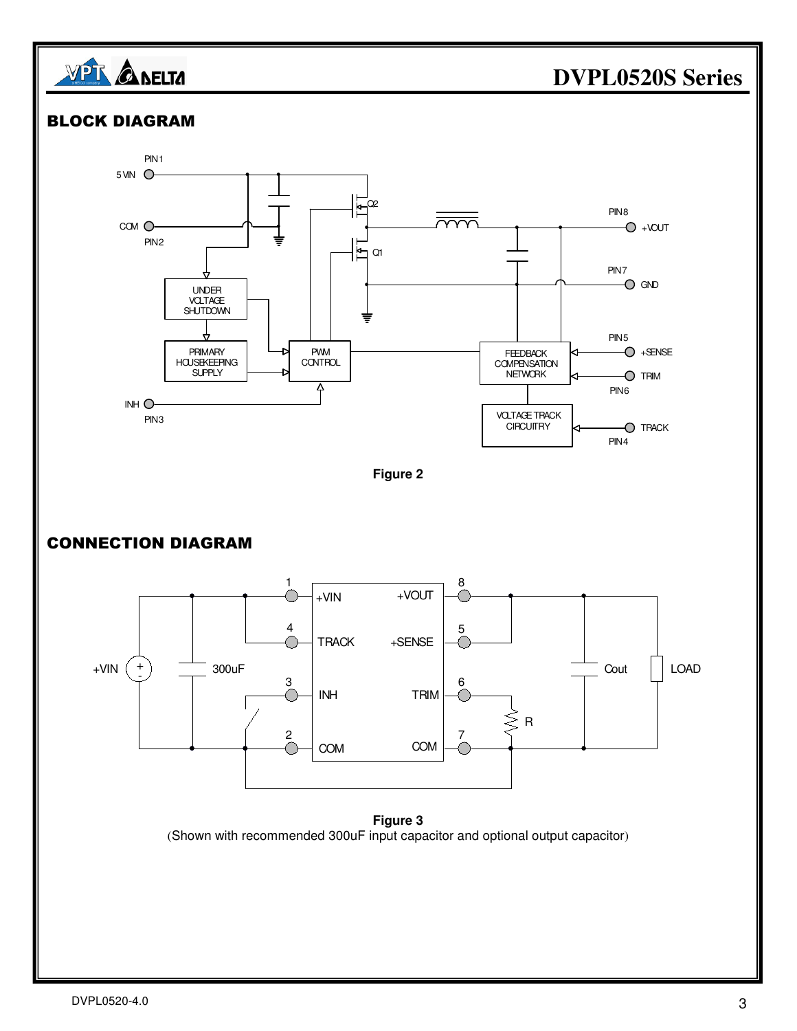## BLOCK DIAGRAM

Figure 2

## CONNECTION DIAGRAM

Figure 3
(Shown with recommended 300uF input capacitor and optional output capacitor)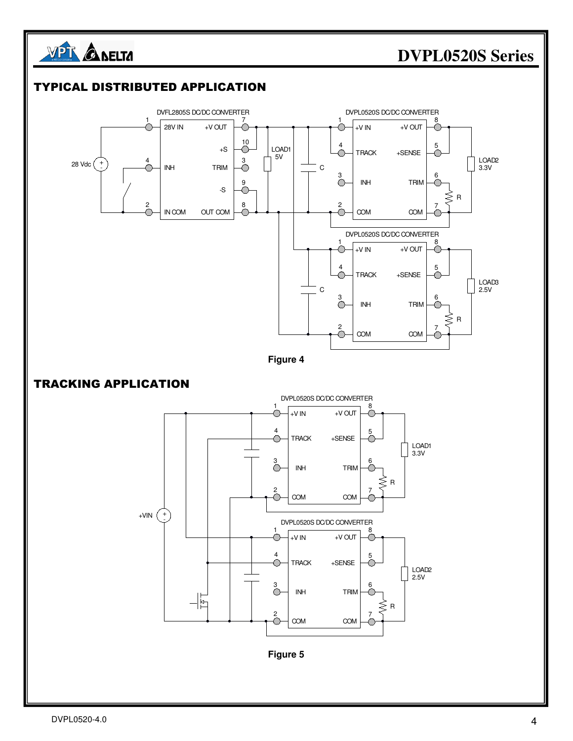## TYPICAL DISTRIBUTED APPLICATION

Figure 4

## TRACKING APPLICATION

Figure 5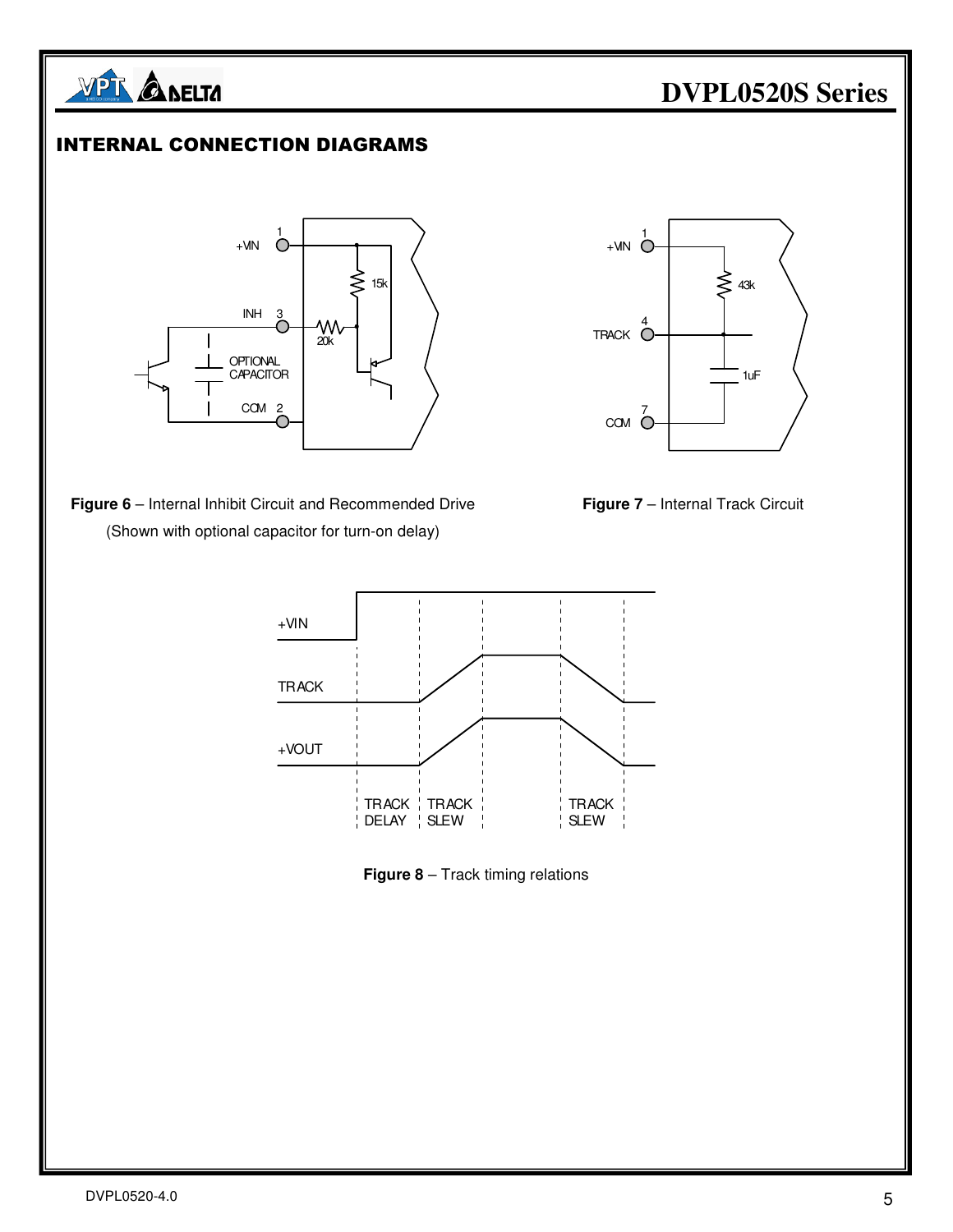## INTERNAL CONNECTION DIAGRAMS

**Figure 6** – Internal Inhibit Circuit and Recommended Drive (Shown with optional capacitor for turn-on delay)

**Figure 7** – Internal Track Circuit

**Figure 8** – Track timing relations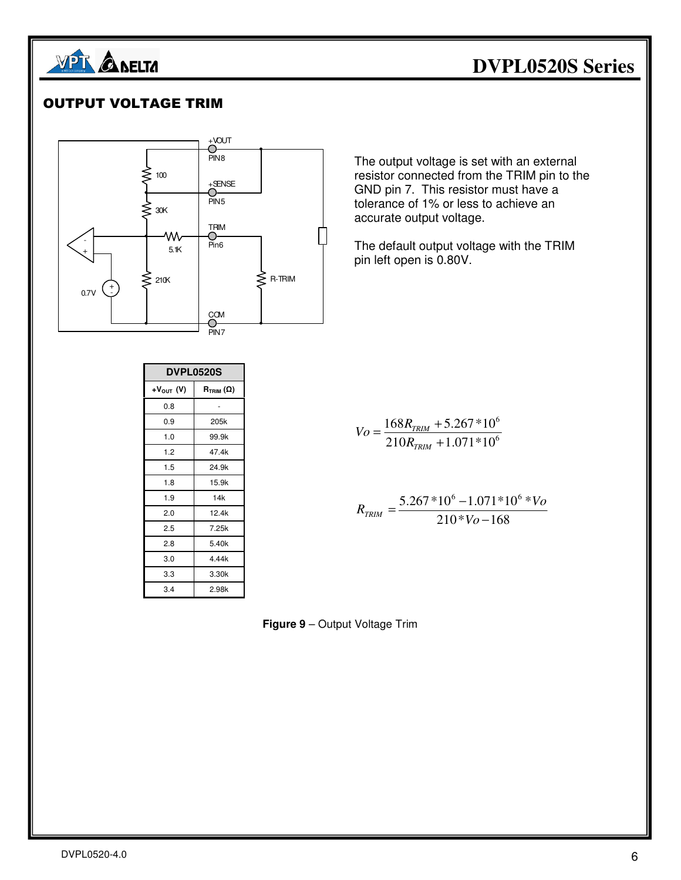## OUTPUT VOLTAGE TRIM

The output voltage is set with an external resistor connected from the TRIM pin to the GND pin 7. This resistor must have a tolerance of 1% or less to achieve an accurate output voltage.

The default output voltage with the TRIM pin left open is 0.80V.

| DVPL0520S | |
|---|---|
| $+V_{OUT}$ (V) | $R_{TRIM}$ (Ω) |
| 0.8 | - |
| 0.9 | 205k |
| 1.0 | 99.9k |
| 1.2 | 47.4k |
| 1.5 | 24.9k |
| 1.8 | 15.9k |
| 1.9 | 14k |
| 2.0 | 12.4k |
| 2.5 | 7.25k |
| 2.8 | 5.40k |
| 3.0 | 4.44k |
| 3.3 | 3.30k |
| 3.4 | 2.98k |

$$Vo = \frac{168R_{TRIM} + 5.267*10^6}{210R_{TRIM} + 1.071*10^6}$$

$$R_{TRIM} = \frac{5.267*10^6 - 1.071*10^6*Vo}{210*Vo - 168}$$

**Figure 9** – Output Voltage Trim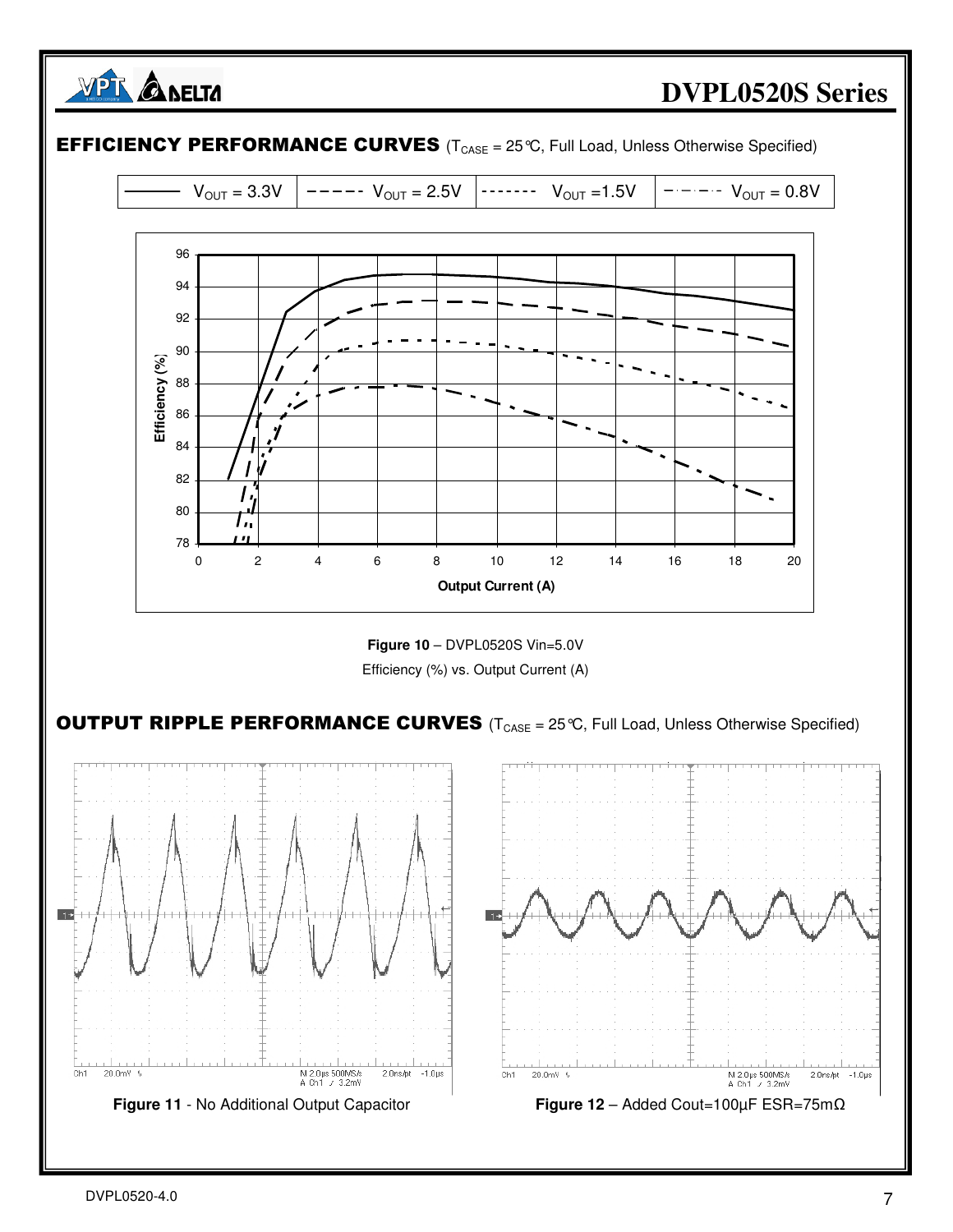## EFFICIENCY PERFORMANCE CURVES ($T_{CASE}$ = 25℃, Full Load, Unless Otherwise Specified)

| —— $V_{OUT}$ = 3.3V | – – – – $V_{OUT}$ = 2.5V | - - - - - - $V_{OUT}$ =1.5V | – · – · – $V_{OUT}$ = 0.8V |
|---|---|---|---|

**Figure 10** – DVPL0520S Vin=5.0V

Efficiency (%) vs. Output Current (A)

## OUTPUT RIPPLE PERFORMANCE CURVES ($T_{CASE}$ = 25℃, Full Load, Unless Otherwise Specified)

**Figure 11** - No Additional Output Capacitor

**Figure 12** – Added Cout=100μF ESR=75mΩ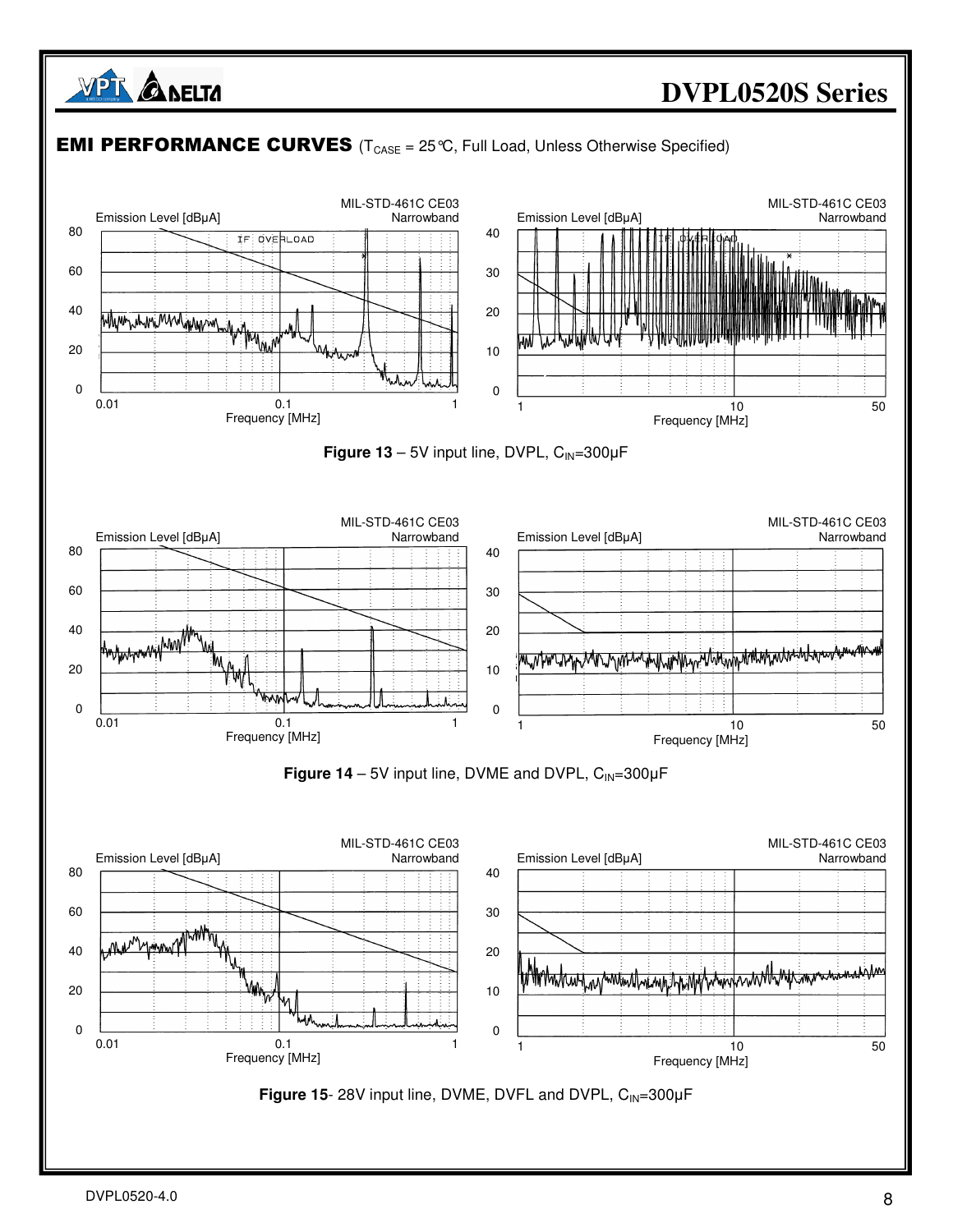## EMI PERFORMANCE CURVES ($T_{CASE}$ = 25°C, Full Load, Unless Otherwise Specified)

**Figure 13** – 5V input line, DVPL, $C_{IN}$=300µF

**Figure 14** – 5V input line, DVME and DVPL, $C_{IN}$=300µF

**Figure 15**- 28V input line, DVME, DVFL and DVPL, $C_{IN}$=300µF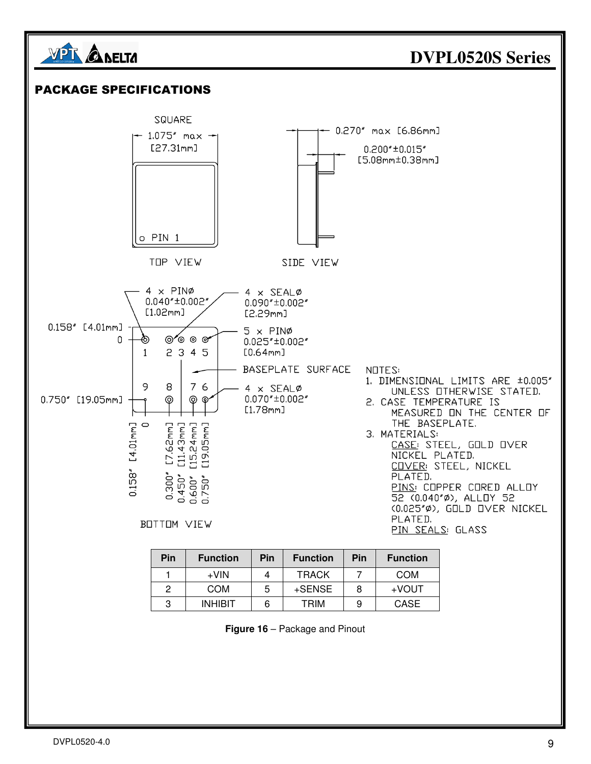## PACKAGE SPECIFICATIONS

SQUARE

1.075" max [27.31mm]

0.270" max [6.86mm]

0.200"±0.015" [5.08mm±0.38mm]

PIN 1

TOP VIEW

SIDE VIEW

4 x PINØ 0.040"±0.002" [1.02mm]

4 x SEALØ 0.090"±0.002" [2.29mm]

5 x PINØ 0.025"±0.002" [0.64mm]

BASEPLATE SURFACE

4 x SEALØ 0.070"±0.002" [1.78mm]

0.158" [4.01mm]

0

0.750" [19.05mm]

0.158" [4.01mm] 0 0.300" [7.62mm] 0.450" [11.43mm] 0.600" [15.24mm] 0.750" [19.05mm]

BOTTOM VIEW

NOTES:
1. DIMENSIONAL LIMITS ARE ±0.005" UNLESS OTHERWISE STATED.
2. CASE TEMPERATURE IS MEASURED ON THE CENTER OF THE BASEPLATE.
3. MATERIALS:
   CASE: STEEL, GOLD OVER NICKEL PLATED.
   COVER: STEEL, NICKEL PLATED.
   PINS: COPPER CORED ALLOY 52 (0.040"Ø), ALLOY 52 (0.025"Ø), GOLD OVER NICKEL PLATED.
   PIN SEALS: GLASS

| Pin | Function | Pin | Function | Pin | Function |
|---|---|---|---|---|---|
| 1 | +VIN | 4 | TRACK | 7 | COM |
| 2 | COM | 5 | +SENSE | 8 | +VOUT |
| 3 | INHIBIT | 6 | TRIM | 9 | CASE |

**Figure 16** – Package and Pinout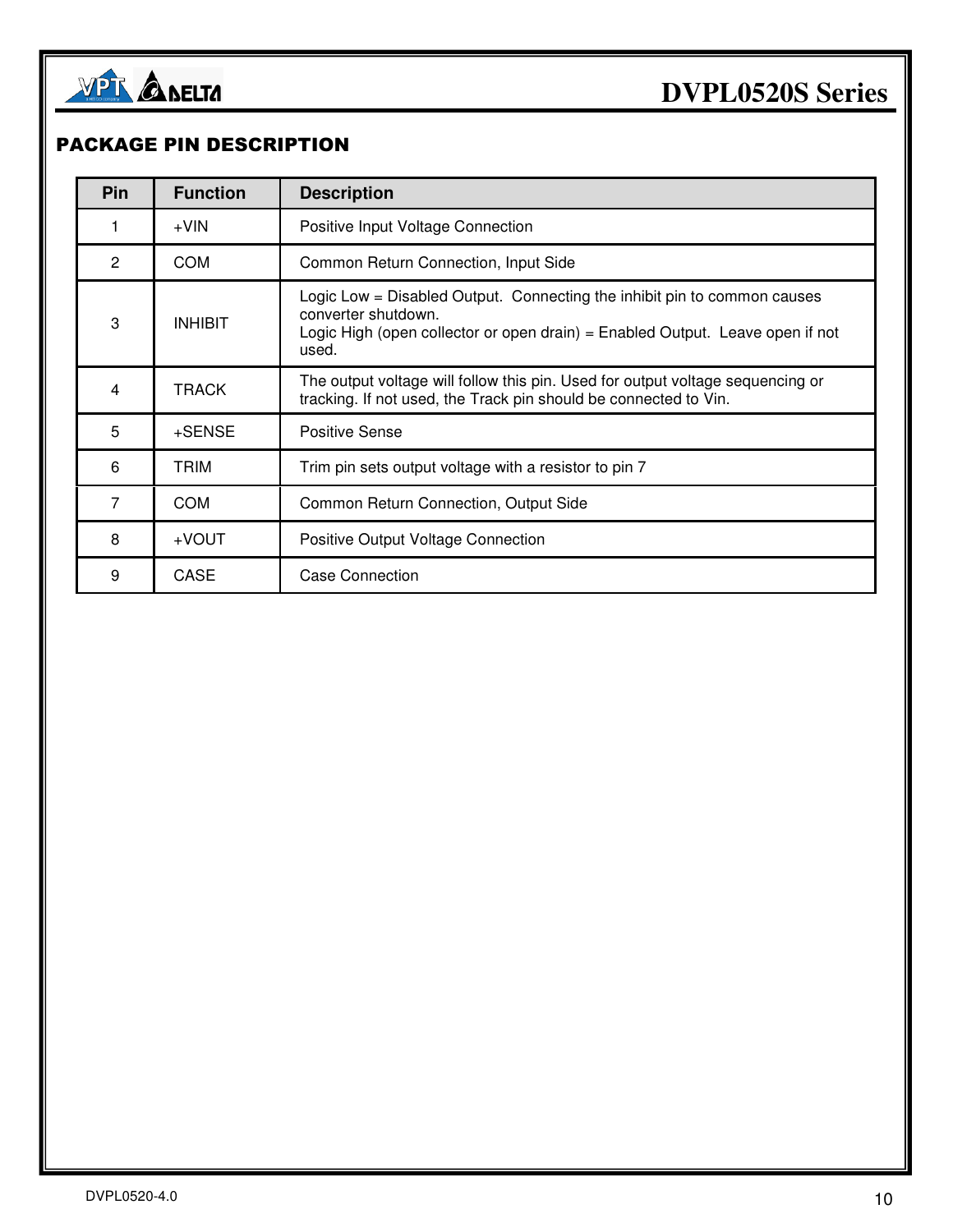## PACKAGE PIN DESCRIPTION

| Pin | Function | Description |
|---|---|---|
| 1 | +VIN | Positive Input Voltage Connection |
| 2 | COM | Common Return Connection, Input Side |
| 3 | INHIBIT | Logic Low = Disabled Output. Connecting the inhibit pin to common causes converter shutdown.<br>Logic High (open collector or open drain) = Enabled Output. Leave open if not used. |
| 4 | TRACK | The output voltage will follow this pin. Used for output voltage sequencing or tracking. If not used, the Track pin should be connected to Vin. |
| 5 | +SENSE | Positive Sense |
| 6 | TRIM | Trim pin sets output voltage with a resistor to pin 7 |
| 7 | COM | Common Return Connection, Output Side |
| 8 | +VOUT | Positive Output Voltage Connection |
| 9 | CASE | Case Connection |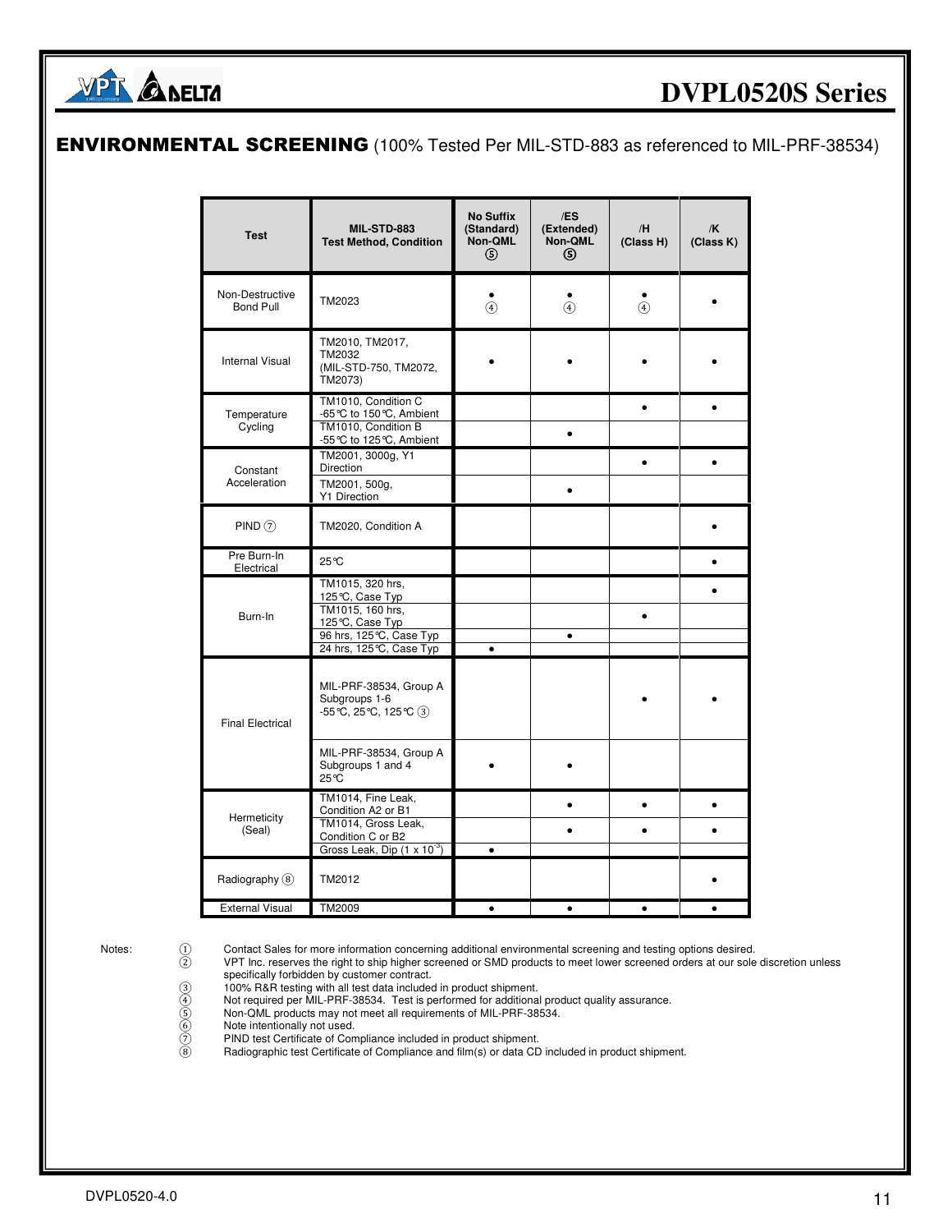## ENVIRONMENTAL SCREENING (100% Tested Per MIL-STD-883 as referenced to MIL-PRF-38534)

| Test | MIL-STD-883 Test Method, Condition | No Suffix (Standard) Non-QML ⑤ | /ES (Extended) Non-QML ⑤ | /H (Class H) | /K (Class K) |
|---|---|---|---|---|---|
| Non-Destructive Bond Pull | TM2023 | • ④ | • ④ | • ④ | • |
| Internal Visual | TM2010, TM2017, TM2032 (MIL-STD-750, TM2072, TM2073) | • | • | • | • |
| Temperature Cycling | TM1010, Condition C -65°C to 150°C, Ambient | | | • | • |
| | TM1010, Condition B -55°C to 125°C, Ambient | | • | | |
| Constant Acceleration | TM2001, 3000g, Y1 Direction | | | • | • |
| | TM2001, 500g, Y1 Direction | | • | | |
| PIND ⑦ | TM2020, Condition A | | | | • |
| Pre Burn-In Electrical | 25°C | | | | • |
| Burn-In | TM1015, 320 hrs, 125°C, Case Typ | | | | • |
| | TM1015, 160 hrs, 125°C, Case Typ | | | • | |
| | 96 hrs, 125°C, Case Typ | | • | | |
| | 24 hrs, 125°C, Case Typ | • | | | |
| Final Electrical | MIL-PRF-38534, Group A Subgroups 1-6 -55°C, 25°C, 125°C ③ | | | • | • |
| | MIL-PRF-38534, Group A Subgroups 1 and 4 25°C | • | • | | |
| Hermeticity (Seal) | TM1014, Fine Leak, Condition A2 or B1 | | • | • | • |
| | TM1014, Gross Leak, Condition C or B2 | | • | • | • |
| | Gross Leak, Dip ($1 \times 10^{-3}$) | • | | | |
| Radiography ⑧ | TM2012 | | | | • |
| External Visual | TM2009 | • | • | • | • |

Notes:

① Contact Sales for more information concerning additional environmental screening and testing options desired.
② VPT Inc. reserves the right to ship higher screened or SMD products to meet lower screened orders at our sole discretion unless specifically forbidden by customer contract.
③ 100% R&R testing with all test data included in product shipment.
④ Not required per MIL-PRF-38534. Test is performed for additional product quality assurance.
⑤ Non-QML products may not meet all requirements of MIL-PRF-38534.
⑥ Note intentionally not used.
⑦ PIND test Certificate of Compliance included in product shipment.
⑧ Radiographic test Certificate of Compliance and film(s) or data CD included in product shipment.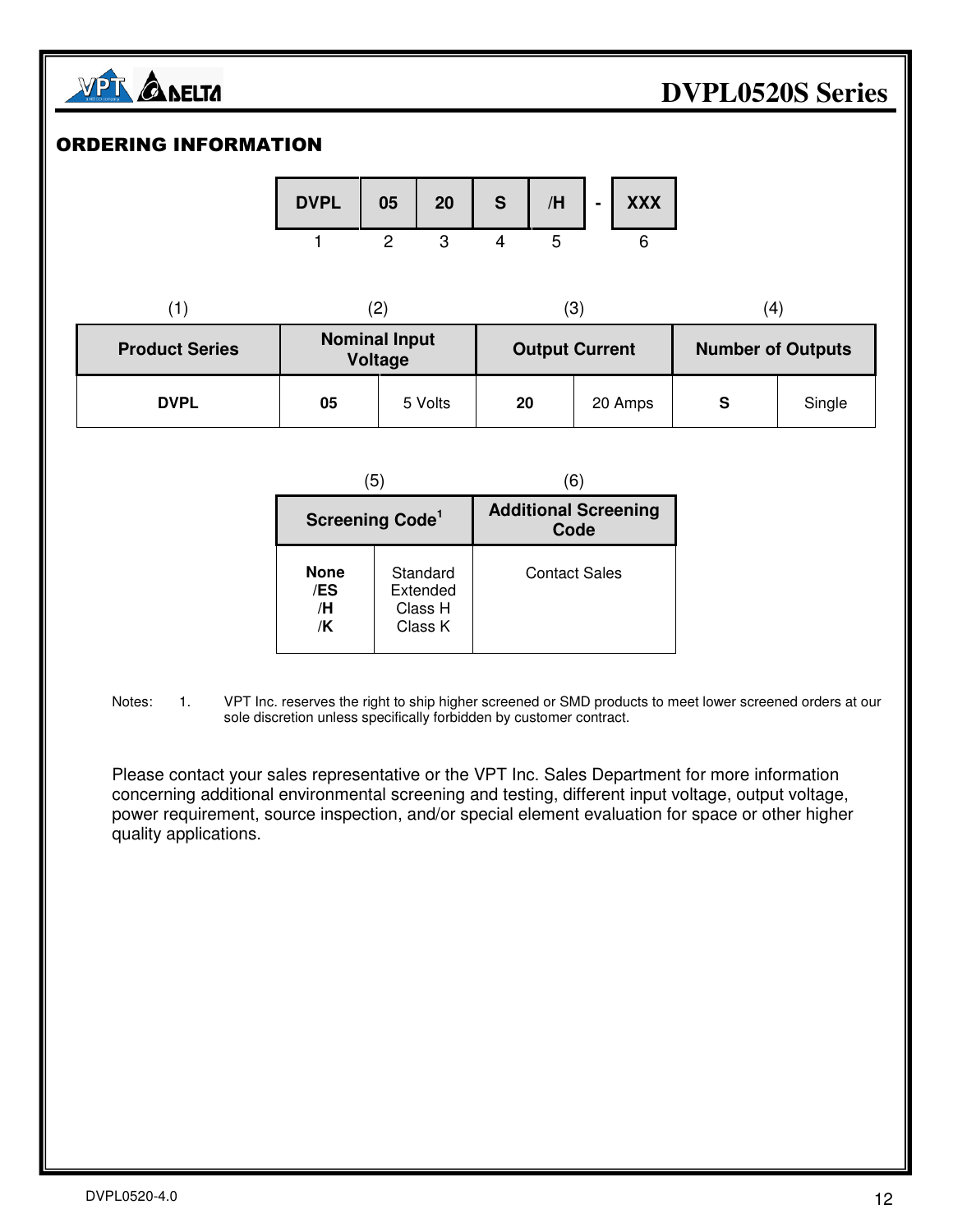## ORDERING INFORMATION

| DVPL | 05 | 20 | S | /H | - | XXX |
|---|---|---|---|---|---|---|
| 1 | 2 | 3 | 4 | 5 | | 6 |

| (1) | (2) | | (3) | | (4) | |
|---|---|---|---|---|---|---|
| **Product Series** | **Nominal Input Voltage** | | **Output Current** | | **Number of Outputs** | |
| **DVPL** | **05** | 5 Volts | **20** | 20 Amps | **S** | Single |

| (5) | | (6) |
|---|---|---|
| **Screening Code**[1] | | **Additional Screening Code** |
| **None**<br>**/ES**<br>**/H**<br>**/K** | Standard<br>Extended<br>Class H<br>Class K | Contact Sales |

Notes: 1. VPT Inc. reserves the right to ship higher screened or SMD products to meet lower screened orders at our sole discretion unless specifically forbidden by customer contract.

Please contact your sales representative or the VPT Inc. Sales Department for more information concerning additional environmental screening and testing, different input voltage, output voltage, power requirement, source inspection, and/or special element evaluation for space or other higher quality applications.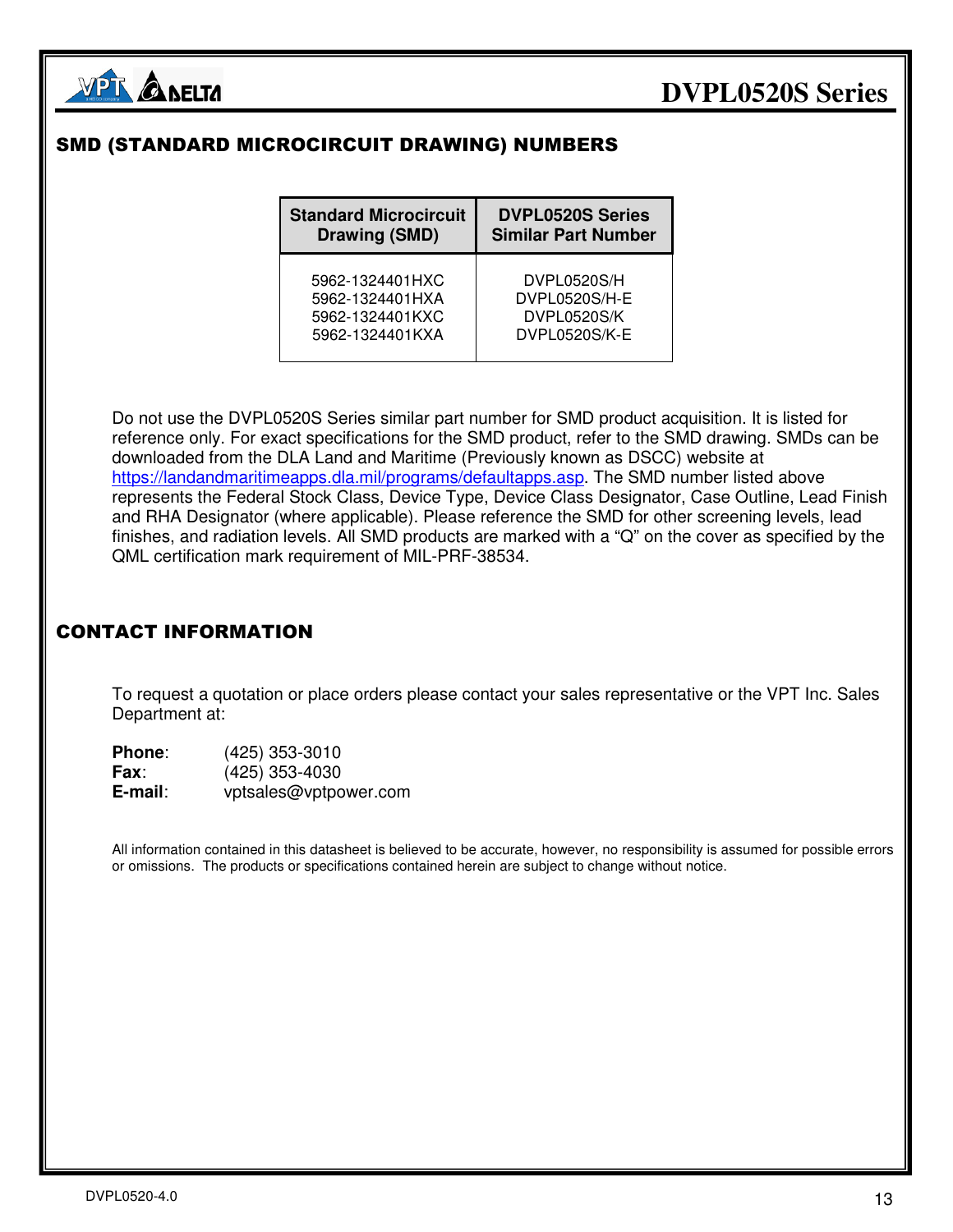## SMD (STANDARD MICROCIRCUIT DRAWING) NUMBERS

| Standard Microcircuit Drawing (SMD) | DVPL0520S Series Similar Part Number |
|---|---|
| 5962-1324401HXC | DVPL0520S/H |
| 5962-1324401HXA | DVPL0520S/H-E |
| 5962-1324401KXC | DVPL0520S/K |
| 5962-1324401KXA | DVPL0520S/K-E |

Do not use the DVPL0520S Series similar part number for SMD product acquisition. It is listed for reference only. For exact specifications for the SMD product, refer to the SMD drawing. SMDs can be downloaded from the DLA Land and Maritime (Previously known as DSCC) website at https://landandmaritimeapps.dla.mil/programs/defaultapps.asp. The SMD number listed above represents the Federal Stock Class, Device Type, Device Class Designator, Case Outline, Lead Finish and RHA Designator (where applicable). Please reference the SMD for other screening levels, lead finishes, and radiation levels. All SMD products are marked with a "Q" on the cover as specified by the QML certification mark requirement of MIL-PRF-38534.

## CONTACT INFORMATION

To request a quotation or place orders please contact your sales representative or the VPT Inc. Sales Department at:

**Phone**: (425) 353-3010
**Fax**: (425) 353-4030
**E-mail**: vptsales@vptpower.com

All information contained in this datasheet is believed to be accurate, however, no responsibility is assumed for possible errors or omissions. The products or specifications contained herein are subject to change without notice.